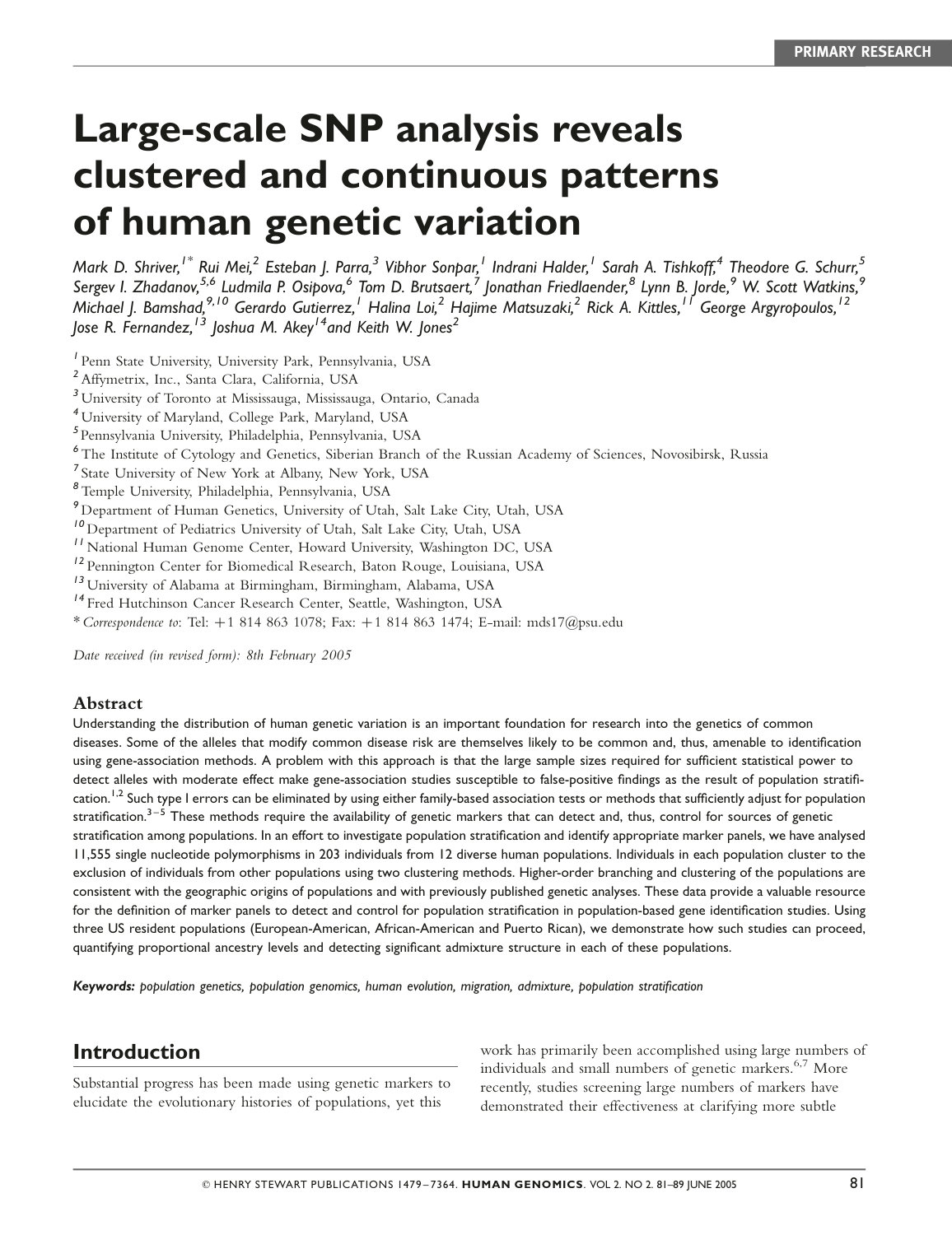PRIMARY RESEARCH

# Large-scale SNP analysis reveals clustered and continuous patterns of human genetic variation

*Mark D. Shriver,[1*] Rui Mei,[2] Esteban J. Parra,[3] Vibhor Sonpar,[1] Indrani Halder,[1] Sarah A. Tishkoff,[4] Theodore G. Schurr,[5] Sergev I. Zhadanov,[5,6] Ludmila P. Osipova,[6] Tom D. Brutsaert,[7] Jonathan Friedlaender,[8] Lynn B. Jorde,[9] W. Scott Watkins,[9] Michael J. Bamshad,[9,10] Gerardo Gutierrez,[1] Halina Loi,[2] Hajime Matsuzaki,[2] Rick A. Kittles,[11] George Argyropoulos,[12] Jose R. Fernandez,[13] Joshua M. Akey[14] and Keith W. Jones[2]*

[1] Penn State University, University Park, Pennsylvania, USA
[2] Affymetrix, Inc., Santa Clara, California, USA
[3] University of Toronto at Mississauga, Mississauga, Ontario, Canada
[4] University of Maryland, College Park, Maryland, USA
[5] Pennsylvania University, Philadelphia, Pennsylvania, USA
[6] The Institute of Cytology and Genetics, Siberian Branch of the Russian Academy of Sciences, Novosibirsk, Russia
[7] State University of New York at Albany, New York, USA
[8] Temple University, Philadelphia, Pennsylvania, USA
[9] Department of Human Genetics, University of Utah, Salt Lake City, Utah, USA
[10] Department of Pediatrics University of Utah, Salt Lake City, Utah, USA
[11] National Human Genome Center, Howard University, Washington DC, USA
[12] Pennington Center for Biomedical Research, Baton Rouge, Louisiana, USA
[13] University of Alabama at Birmingham, Birmingham, Alabama, USA
[14] Fred Hutchinson Cancer Research Center, Seattle, Washington, USA
\* *Correspondence to*: Tel: +1 814 863 1078; Fax: +1 814 863 1474; E-mail: mds17@psu.edu

*Date received (in revised form): 8th February 2005*

## Abstract

Understanding the distribution of human genetic variation is an important foundation for research into the genetics of common diseases. Some of the alleles that modify common disease risk are themselves likely to be common and, thus, amenable to identification using gene-association methods. A problem with this approach is that the large sample sizes required for sufficient statistical power to detect alleles with moderate effect make gene-association studies susceptible to false-positive findings as the result of population stratification.[1,2] Such type I errors can be eliminated by using either family-based association tests or methods that sufficiently adjust for population stratification.[3–5] These methods require the availability of genetic markers that can detect and, thus, control for sources of genetic stratification among populations. In an effort to investigate population stratification and identify appropriate marker panels, we have analysed 11,555 single nucleotide polymorphisms in 203 individuals from 12 diverse human populations. Individuals in each population cluster to the exclusion of individuals from other populations using two clustering methods. Higher-order branching and clustering of the populations are consistent with the geographic origins of populations and with previously published genetic analyses. These data provide a valuable resource for the definition of marker panels to detect and control for population stratification in population-based gene identification studies. Using three US resident populations (European-American, African-American and Puerto Rican), we demonstrate how such studies can proceed, quantifying proportional ancestry levels and detecting significant admixture structure in each of these populations.

***Keywords:*** *population genetics, population genomics, human evolution, migration, admixture, population stratification*

## Introduction

Substantial progress has been made using genetic markers to elucidate the evolutionary histories of populations, yet this work has primarily been accomplished using large numbers of individuals and small numbers of genetic markers.[6,7] More recently, studies screening large numbers of markers have demonstrated their effectiveness at clarifying more subtle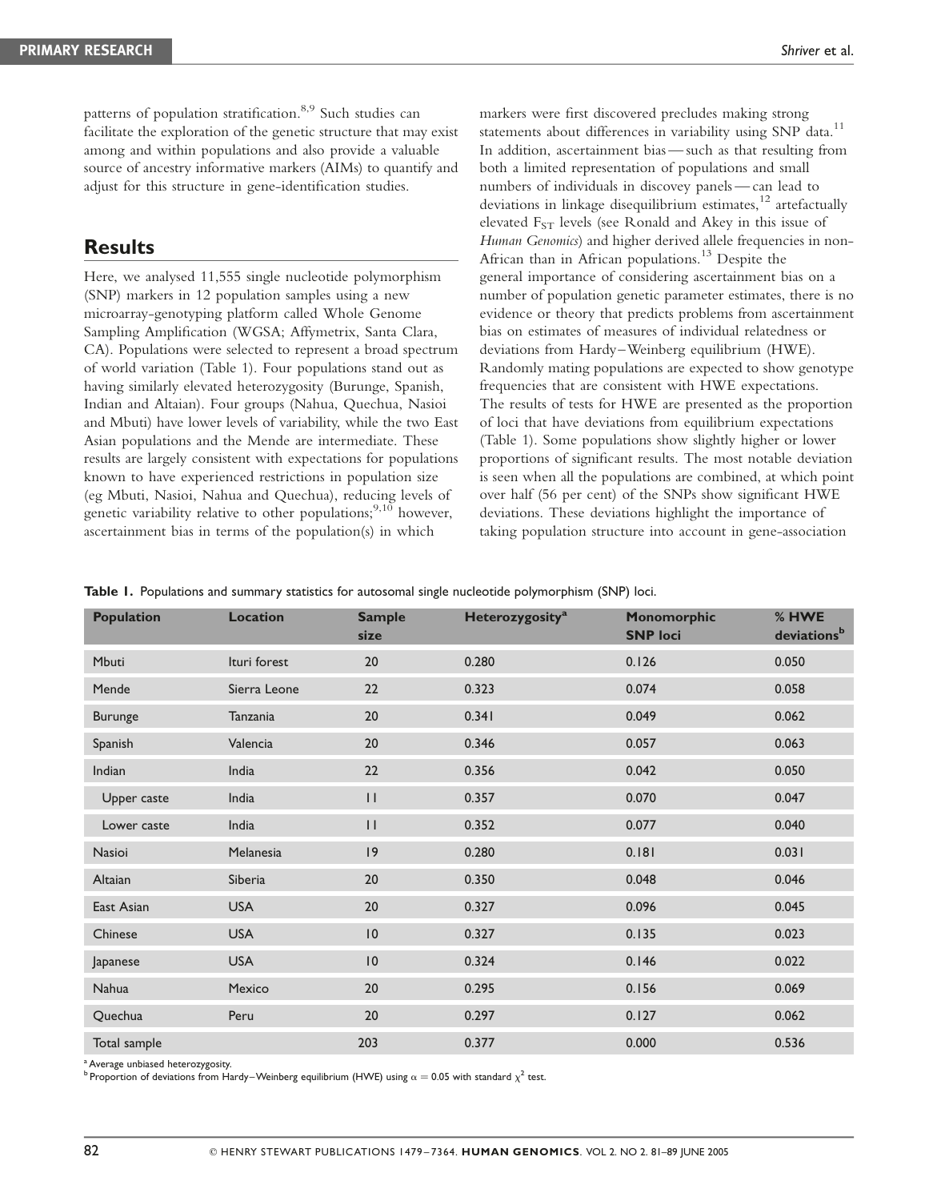patterns of population stratification.[8,9] Such studies can facilitate the exploration of the genetic structure that may exist among and within populations and also provide a valuable source of ancestry informative markers (AIMs) to quantify and adjust for this structure in gene-identification studies.

## Results

Here, we analysed 11,555 single nucleotide polymorphism (SNP) markers in 12 population samples using a new microarray-genotyping platform called Whole Genome Sampling Amplification (WGSA; Affymetrix, Santa Clara, CA). Populations were selected to represent a broad spectrum of world variation (Table 1). Four populations stand out as having similarly elevated heterozygosity (Burunge, Spanish, Indian and Altaian). Four groups (Nahua, Quechua, Nasioi and Mbuti) have lower levels of variability, while the two East Asian populations and the Mende are intermediate. These results are largely consistent with expectations for populations known to have experienced restrictions in population size (eg Mbuti, Nasioi, Nahua and Quechua), reducing levels of genetic variability relative to other populations;[9,10] however, ascertainment bias in terms of the population(s) in which markers were first discovered precludes making strong statements about differences in variability using SNP data.[11] In addition, ascertainment bias — such as that resulting from both a limited representation of populations and small numbers of individuals in discovery panels — can lead to deviations in linkage disequilibrium estimates,[12] artefactually elevated $F_{ST}$ levels (see Ronald and Akey in this issue of *Human Genomics*) and higher derived allele frequencies in non-African than in African populations.[13] Despite the general importance of considering ascertainment bias on a number of population genetic parameter estimates, there is no evidence or theory that predicts problems from ascertainment bias on estimates of measures of individual relatedness or deviations from Hardy–Weinberg equilibrium (HWE). Randomly mating populations are expected to show genotype frequencies that are consistent with HWE expectations. The results of tests for HWE are presented as the proportion of loci that have deviations from equilibrium expectations (Table 1). Some populations show slightly higher or lower proportions of significant results. The most notable deviation is seen when all the populations are combined, at which point over half (56 per cent) of the SNPs show significant HWE deviations. These deviations highlight the importance of taking population structure into account in gene-association

**Table 1.** Populations and summary statistics for autosomal single nucleotide polymorphism (SNP) loci.

| Population | Location | Sample size | Heterozygosity[a] | Monomorphic SNP loci | % HWE deviations[b] |
|---|---|---|---|---|---|
| Mbuti | Ituri forest | 20 | 0.280 | 0.126 | 0.050 |
| Mende | Sierra Leone | 22 | 0.323 | 0.074 | 0.058 |
| Burunge | Tanzania | 20 | 0.341 | 0.049 | 0.062 |
| Spanish | Valencia | 20 | 0.346 | 0.057 | 0.063 |
| Indian | India | 22 | 0.356 | 0.042 | 0.050 |
| Upper caste | India | 11 | 0.357 | 0.070 | 0.047 |
| Lower caste | India | 11 | 0.352 | 0.077 | 0.040 |
| Nasioi | Melanesia | 19 | 0.280 | 0.181 | 0.031 |
| Altaian | Siberia | 20 | 0.350 | 0.048 | 0.046 |
| East Asian | USA | 20 | 0.327 | 0.096 | 0.045 |
| Chinese | USA | 10 | 0.327 | 0.135 | 0.023 |
| Japanese | USA | 10 | 0.324 | 0.146 | 0.022 |
| Nahua | Mexico | 20 | 0.295 | 0.156 | 0.069 |
| Quechua | Peru | 20 | 0.297 | 0.127 | 0.062 |
| Total sample | | 203 | 0.377 | 0.000 | 0.536 |

[a] Average unbiased heterozygosity.
[b] Proportion of deviations from Hardy–Weinberg equilibrium (HWE) using $\alpha = 0.05$ with standard $\chi^2$ test.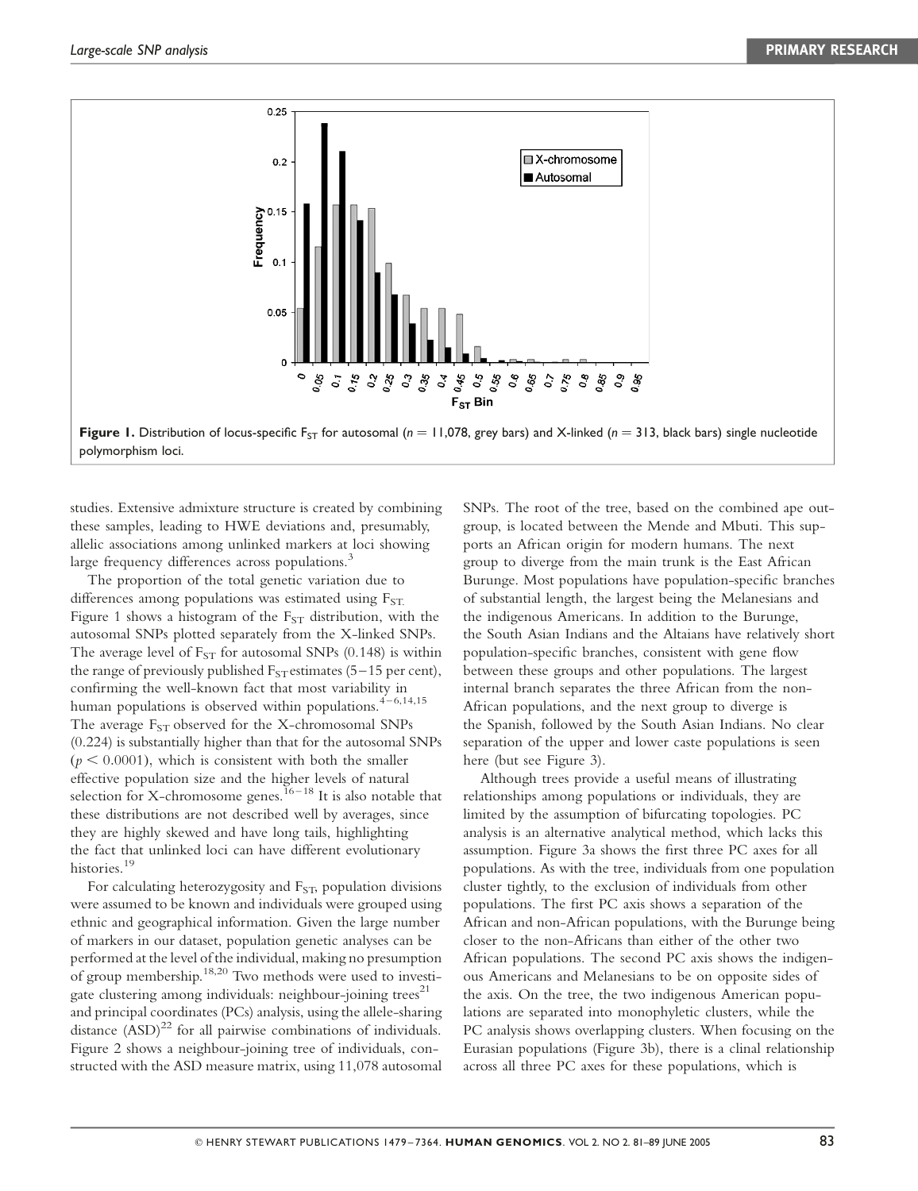Figure 1. Distribution of locus-specific $F_{ST}$ for autosomal ($n = 11{,}078$, grey bars) and X-linked ($n = 313$, black bars) single nucleotide polymorphism loci.

studies. Extensive admixture structure is created by combining these samples, leading to HWE deviations and, presumably, allelic associations among unlinked markers at loci showing large frequency differences across populations.[3]

The proportion of the total genetic variation due to differences among populations was estimated using $F_{ST}$. Figure 1 shows a histogram of the $F_{ST}$ distribution, with the autosomal SNPs plotted separately from the X-linked SNPs. The average level of $F_{ST}$ for autosomal SNPs (0.148) is within the range of previously published $F_{ST}$ estimates (5–15 per cent), confirming the well-known fact that most variability in human populations is observed within populations.[4–6,14,15] The average $F_{ST}$ observed for the X-chromosomal SNPs (0.224) is substantially higher than that for the autosomal SNPs ($p < 0.0001$), which is consistent with both the smaller effective population size and the higher levels of natural selection for X-chromosome genes.[16–18] It is also notable that these distributions are not described well by averages, since they are highly skewed and have long tails, highlighting the fact that unlinked loci can have different evolutionary histories.[19]

For calculating heterozygosity and $F_{ST}$, population divisions were assumed to be known and individuals were grouped using ethnic and geographical information. Given the large number of markers in our dataset, population genetic analyses can be performed at the level of the individual, making no presumption of group membership.[18,20] Two methods were used to investigate clustering among individuals: neighbour-joining trees[21] and principal coordinates (PCs) analysis, using the allele-sharing distance (ASD)[22] for all pairwise combinations of individuals. Figure 2 shows a neighbour-joining tree of individuals, constructed with the ASD measure matrix, using 11,078 autosomal SNPs. The root of the tree, based on the combined ape outgroup, is located between the Mende and Mbuti. This supports an African origin for modern humans. The next group to diverge from the main trunk is the East African Burunge. Most populations have population-specific branches of substantial length, the largest being the Melanesians and the indigenous Americans. In addition to the Burunge, the South Asian Indians and the Altaians have relatively short population-specific branches, consistent with gene flow between these groups and other populations. The largest internal branch separates the three African from the non-African populations, and the next group to diverge is the Spanish, followed by the South Asian Indians. No clear separation of the upper and lower caste populations is seen here (but see Figure 3).

Although trees provide a useful means of illustrating relationships among populations or individuals, they are limited by the assumption of bifurcating topologies. PC analysis is an alternative analytical method, which lacks this assumption. Figure 3a shows the first three PC axes for all populations. As with the tree, individuals from one population cluster tightly, to the exclusion of individuals from other populations. The first PC axis shows a separation of the African and non-African populations, with the Burunge being closer to the non-Africans than either of the other two African populations. The second PC axis shows the indigenous Americans and Melanesians to be on opposite sides of the axis. On the tree, the two indigenous American populations are separated into monophyletic clusters, while the PC analysis shows overlapping clusters. When focusing on the Eurasian populations (Figure 3b), there is a clinal relationship across all three PC axes for these populations, which is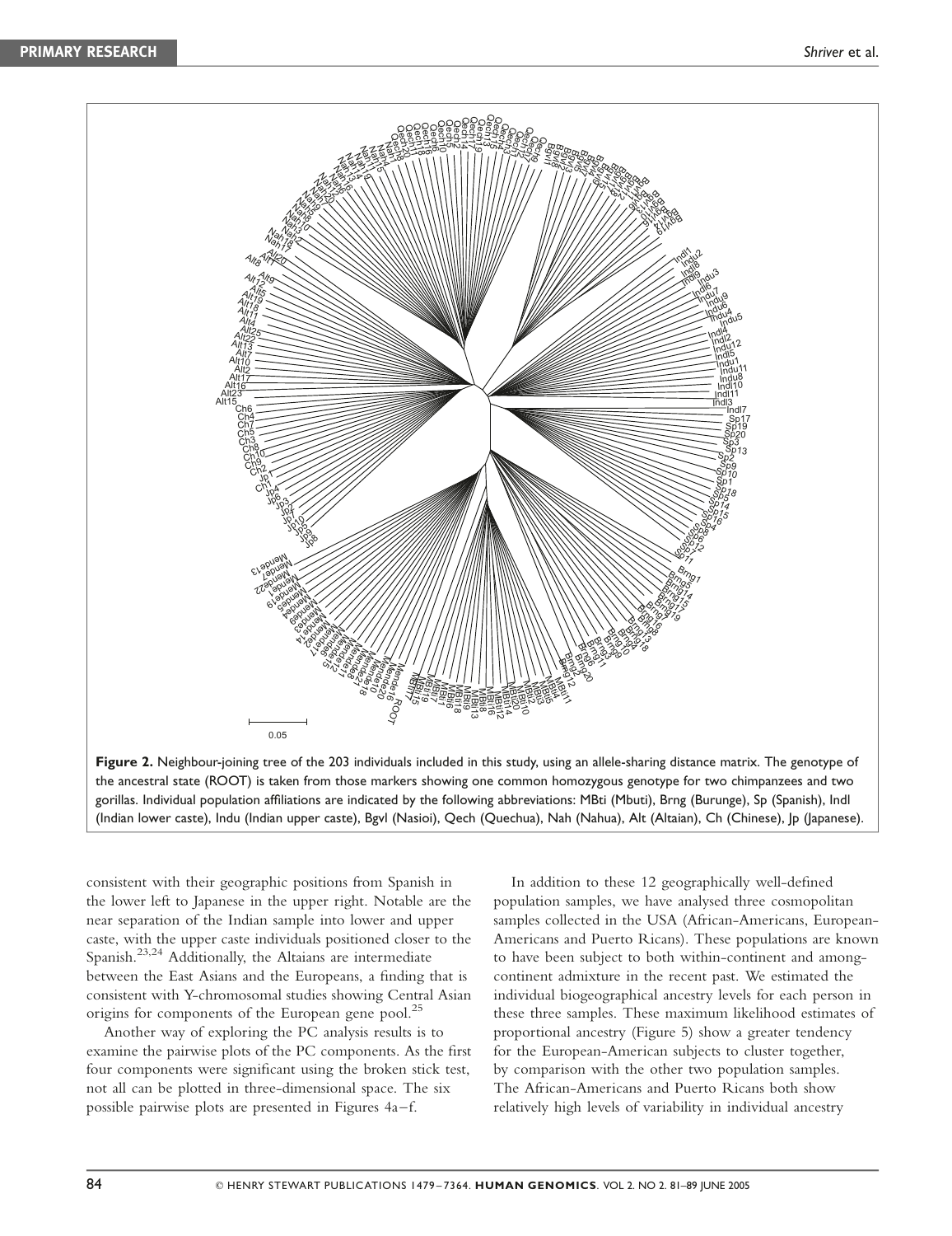**Figure 2.** Neighbour-joining tree of the 203 individuals included in this study, using an allele-sharing distance matrix. The genotype of the ancestral state (ROOT) is taken from those markers showing one common homozygous genotype for two chimpanzees and two gorillas. Individual population affiliations are indicated by the following abbreviations: MBti (Mbuti), Brng (Burunge), Sp (Spanish), Indl (Indian lower caste), Indu (Indian upper caste), Bgvl (Nasioi), Qech (Quechua), Nah (Nahua), Alt (Altaian), Ch (Chinese), Jp (Japanese).

consistent with their geographic positions from Spanish in the lower left to Japanese in the upper right. Notable are the near separation of the Indian sample into lower and upper caste, with the upper caste individuals positioned closer to the Spanish.[23,24] Additionally, the Altaians are intermediate between the East Asians and the Europeans, a finding that is consistent with Y-chromosomal studies showing Central Asian origins for components of the European gene pool.[25]

Another way of exploring the PC analysis results is to examine the pairwise plots of the PC components. As the first four components were significant using the broken stick test, not all can be plotted in three-dimensional space. The six possible pairwise plots are presented in Figures 4a–f.

In addition to these 12 geographically well-defined population samples, we have analysed three cosmopolitan samples collected in the USA (African-Americans, European-Americans and Puerto Ricans). These populations are known to have been subject to both within-continent and among-continent admixture in the recent past. We estimated the individual biogeographical ancestry levels for each person in these three samples. These maximum likelihood estimates of proportional ancestry (Figure 5) show a greater tendency for the European-American subjects to cluster together, by comparison with the other two population samples. The African-Americans and Puerto Ricans both show relatively high levels of variability in individual ancestry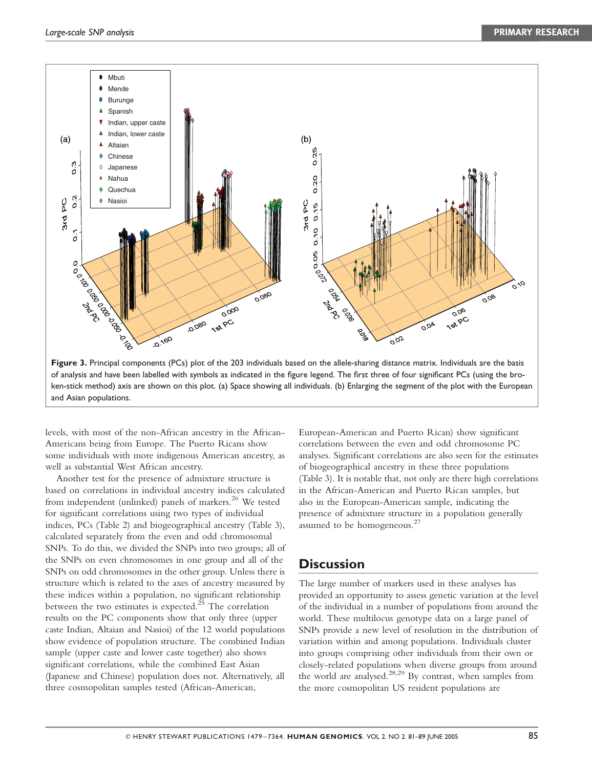**Figure 3.** Principal components (PCs) plot of the 203 individuals based on the allele-sharing distance matrix. Individuals are the basis of analysis and have been labelled with symbols as indicated in the figure legend. The first three of four significant PCs (using the broken-stick method) axis are shown on this plot. (a) Space showing all individuals. (b) Enlarging the segment of the plot with the European and Asian populations.

levels, with most of the non-African ancestry in the African-Americans being from Europe. The Puerto Ricans show some individuals with more indigenous American ancestry, as well as substantial West African ancestry.

Another test for the presence of admixture structure is based on correlations in individual ancestry indices calculated from independent (unlinked) panels of markers.[26] We tested for significant correlations using two types of individual indices, PCs (Table 2) and biogeographical ancestry (Table 3), calculated separately from the even and odd chromosomal SNPs. To do this, we divided the SNPs into two groups; all of the SNPs on even chromosomes in one group and all of the SNPs on odd chromosomes in the other group. Unless there is structure which is related to the axes of ancestry measured by these indices within a population, no significant relationship between the two estimates is expected.[25] The correlation results on the PC components show that only three (upper caste Indian, Altaian and Nasioi) of the 12 world populations show evidence of population structure. The combined Indian sample (upper caste and lower caste together) also shows significant correlations, while the combined East Asian (Japanese and Chinese) population does not. Alternatively, all three cosmopolitan samples tested (African-American, European-American and Puerto Rican) show significant correlations between the even and odd chromosome PC analyses. Significant correlations are also seen for the estimates of biogeographical ancestry in these three populations (Table 3). It is notable that, not only are there high correlations in the African-American and Puerto Rican samples, but also in the European-American sample, indicating the presence of admixture structure in a population generally assumed to be homogeneous.[27]

## Discussion

The large number of markers used in these analyses has provided an opportunity to assess genetic variation at the level of the individual in a number of populations from around the world. These multilocus genotype data on a large panel of SNPs provide a new level of resolution in the distribution of variation within and among populations. Individuals cluster into groups comprising other individuals from their own or closely-related populations when diverse groups from around the world are analysed.[28,29] By contrast, when samples from the more cosmopolitan US resident populations are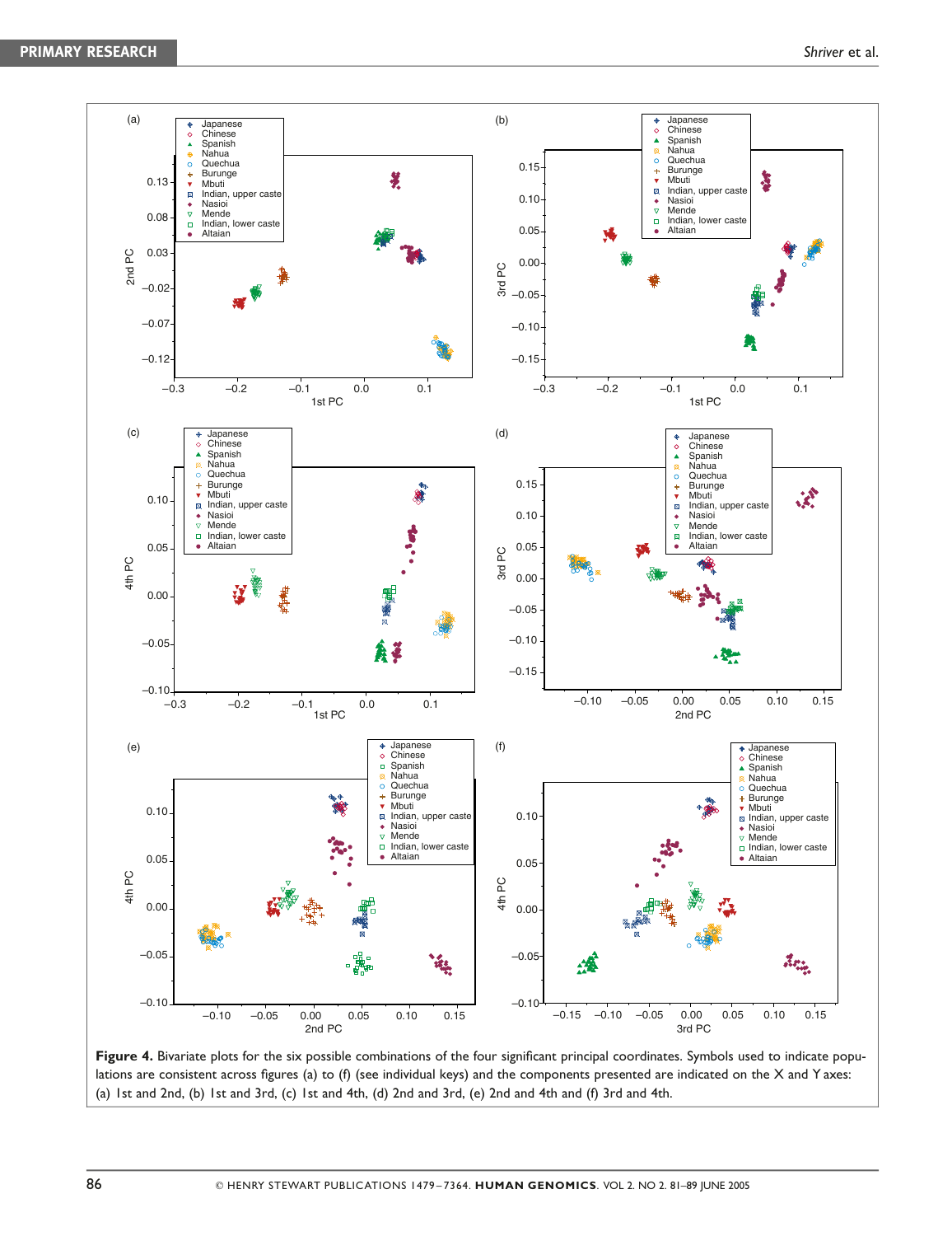**Figure 4.** Bivariate plots for the six possible combinations of the four significant principal coordinates. Symbols used to indicate populations are consistent across figures (a) to (f) (see individual keys) and the components presented are indicated on the X and Y axes: (a) 1st and 2nd, (b) 1st and 3rd, (c) 1st and 4th, (d) 2nd and 3rd, (e) 2nd and 4th and (f) 3rd and 4th.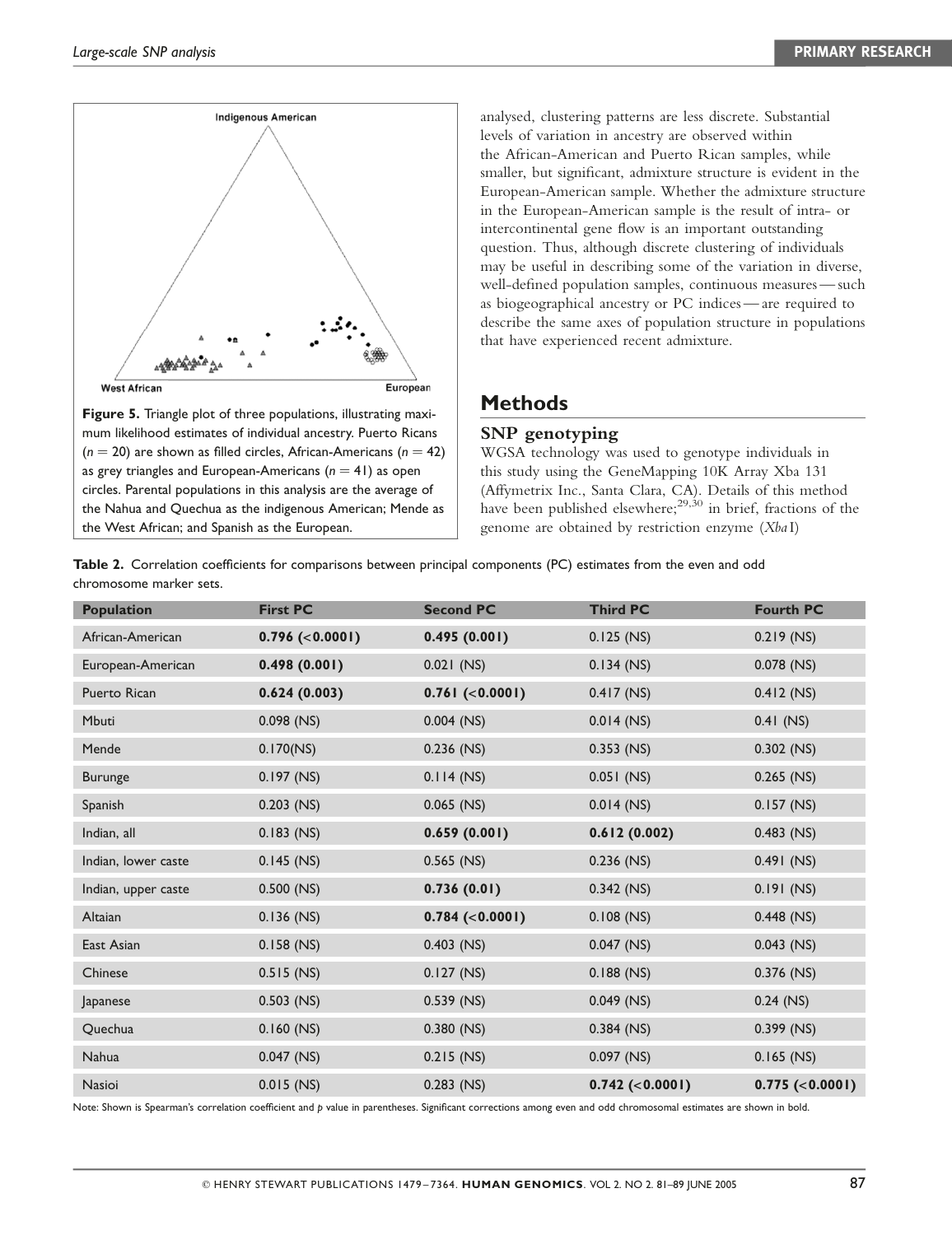Figure 5. Triangle plot of three populations, illustrating maximum likelihood estimates of individual ancestry. Puerto Ricans ($n = 20$) are shown as filled circles, African-Americans ($n = 42$) as grey triangles and European-Americans ($n = 41$) as open circles. Parental populations in this analysis are the average of the Nahua and Quechua as the indigenous American; Mende as the West African; and Spanish as the European.

analysed, clustering patterns are less discrete. Substantial levels of variation in ancestry are observed within the African-American and Puerto Rican samples, while smaller, but significant, admixture structure is evident in the European-American sample. Whether the admixture structure in the European-American sample is the result of intra- or intercontinental gene flow is an important outstanding question. Thus, although discrete clustering of individuals may be useful in describing some of the variation in diverse, well-defined population samples, continuous measures — such as biogeographical ancestry or PC indices — are required to describe the same axes of population structure in populations that have experienced recent admixture.

## Methods

### SNP genotyping

WGSA technology was used to genotype individuals in this study using the GeneMapping 10K Array Xba 131 (Affymetrix Inc., Santa Clara, CA). Details of this method have been published elsewhere;[29,30] in brief, fractions of the genome are obtained by restriction enzyme (*Xba*I)

**Table 2.** Correlation coefficients for comparisons between principal components (PC) estimates from the even and odd chromosome marker sets.

| Population | First PC | Second PC | Third PC | Fourth PC |
|---|---|---|---|---|
| African-American | **0.796 (<0.0001)** | **0.495 (0.001)** | 0.125 (NS) | 0.219 (NS) |
| European-American | **0.498 (0.001)** | 0.021 (NS) | 0.134 (NS) | 0.078 (NS) |
| Puerto Rican | **0.624 (0.003)** | **0.761 (<0.0001)** | 0.417 (NS) | 0.412 (NS) |
| Mbuti | 0.098 (NS) | 0.004 (NS) | 0.014 (NS) | 0.41 (NS) |
| Mende | 0.170(NS) | 0.236 (NS) | 0.353 (NS) | 0.302 (NS) |
| Burunge | 0.197 (NS) | 0.114 (NS) | 0.051 (NS) | 0.265 (NS) |
| Spanish | 0.203 (NS) | 0.065 (NS) | 0.014 (NS) | 0.157 (NS) |
| Indian, all | 0.183 (NS) | **0.659 (0.001)** | **0.612 (0.002)** | 0.483 (NS) |
| Indian, lower caste | 0.145 (NS) | 0.565 (NS) | 0.236 (NS) | 0.491 (NS) |
| Indian, upper caste | 0.500 (NS) | **0.736 (0.01)** | 0.342 (NS) | 0.191 (NS) |
| Altaian | 0.136 (NS) | **0.784 (<0.0001)** | 0.108 (NS) | 0.448 (NS) |
| East Asian | 0.158 (NS) | 0.403 (NS) | 0.047 (NS) | 0.043 (NS) |
| Chinese | 0.515 (NS) | 0.127 (NS) | 0.188 (NS) | 0.376 (NS) |
| Japanese | 0.503 (NS) | 0.539 (NS) | 0.049 (NS) | 0.24 (NS) |
| Quechua | 0.160 (NS) | 0.380 (NS) | 0.384 (NS) | 0.399 (NS) |
| Nahua | 0.047 (NS) | 0.215 (NS) | 0.097 (NS) | 0.165 (NS) |
| Nasioi | 0.015 (NS) | 0.283 (NS) | **0.742 (<0.0001)** | **0.775 (<0.0001)** |

Note: Shown is Spearman's correlation coefficient and *p* value in parentheses. Significant corrections among even and odd chromosomal estimates are shown in bold.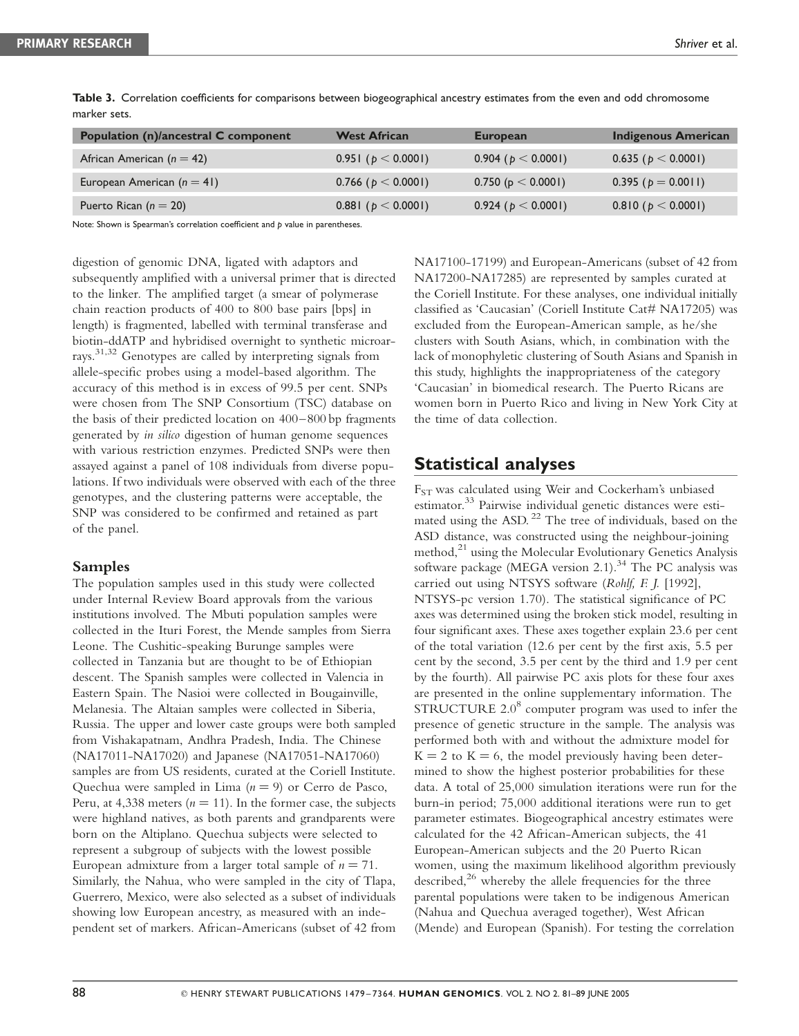**Table 3.** Correlation coefficients for comparisons between biogeographical ancestry estimates from the even and odd chromosome marker sets.

| Population (n)/ancestral C component | West African | European | Indigenous American |
|---|---|---|---|
| African American ($n = 42$) | 0.951 ($p < 0.0001$) | 0.904 ($p < 0.0001$) | 0.635 ($p < 0.0001$) |
| European American ($n = 41$) | 0.766 ($p < 0.0001$) | 0.750 ($p < 0.0001$) | 0.395 ($p = 0.0011$) |
| Puerto Rican ($n = 20$) | 0.881 ($p < 0.0001$) | 0.924 ($p < 0.0001$) | 0.810 ($p < 0.0001$) |

Note: Shown is Spearman's correlation coefficient and *p* value in parentheses.

digestion of genomic DNA, ligated with adaptors and subsequently amplified with a universal primer that is directed to the linker. The amplified target (a smear of polymerase chain reaction products of 400 to 800 base pairs [bps] in length) is fragmented, labelled with terminal transferase and biotin-ddATP and hybridised overnight to synthetic microarrays.[31,32] Genotypes are called by interpreting signals from allele-specific probes using a model-based algorithm. The accuracy of this method is in excess of 99.5 per cent. SNPs were chosen from The SNP Consortium (TSC) database on the basis of their predicted location on 400–800 bp fragments generated by *in silico* digestion of human genome sequences with various restriction enzymes. Predicted SNPs were then assayed against a panel of 108 individuals from diverse populations. If two individuals were observed with each of the three genotypes, and the clustering patterns were acceptable, the SNP was considered to be confirmed and retained as part of the panel.

### Samples

The population samples used in this study were collected under Internal Review Board approvals from the various institutions involved. The Mbuti population samples were collected in the Ituri Forest, the Mende samples from Sierra Leone. The Cushitic-speaking Burunge samples were collected in Tanzania but are thought to be of Ethiopian descent. The Spanish samples were collected in Valencia in Eastern Spain. The Nasioi were collected in Bougainville, Melanesia. The Altaian samples were collected in Siberia, Russia. The upper and lower caste groups were both sampled from Vishakapatnam, Andhra Pradesh, India. The Chinese (NA17011-NA17020) and Japanese (NA17051-NA17060) samples are from US residents, curated at the Coriell Institute. Quechua were sampled in Lima ($n = 9$) or Cerro de Pasco, Peru, at 4,338 meters ($n = 11$). In the former case, the subjects were highland natives, as both parents and grandparents were born on the Altiplano. Quechua subjects were selected to represent a subgroup of subjects with the lowest possible European admixture from a larger total sample of $n = 71$. Similarly, the Nahua, who were sampled in the city of Tlapa, Guerrero, Mexico, were also selected as a subset of individuals showing low European ancestry, as measured with an independent set of markers. African-Americans (subset of 42 from NA17100-17199) and European-Americans (subset of 42 from NA17200-NA17285) are represented by samples curated at the Coriell Institute. For these analyses, one individual initially classified as 'Caucasian' (Coriell Institute Cat# NA17205) was excluded from the European-American sample, as he/she clusters with South Asians, which, in combination with the lack of monophyletic clustering of South Asians and Spanish in this study, highlights the inappropriateness of the category 'Caucasian' in biomedical research. The Puerto Ricans are women born in Puerto Rico and living in New York City at the time of data collection.

## Statistical analyses

$F_{ST}$ was calculated using Weir and Cockerham's unbiased estimator.[33] Pairwise individual genetic distances were estimated using the ASD.[22] The tree of individuals, based on the ASD distance, was constructed using the neighbour-joining method,[21] using the Molecular Evolutionary Genetics Analysis software package (MEGA version 2.1).[34] The PC analysis was carried out using NTSYS software (*Rohlf, F. J.* [1992], NTSYS-pc version 1.70). The statistical significance of PC axes was determined using the broken stick model, resulting in four significant axes. These axes together explain 23.6 per cent of the total variation (12.6 per cent by the first axis, 5.5 per cent by the second, 3.5 per cent by the third and 1.9 per cent by the fourth). All pairwise PC axis plots for these four axes are presented in the online supplementary information. The STRUCTURE 2.0[8] computer program was used to infer the presence of genetic structure in the sample. The analysis was performed both with and without the admixture model for $K = 2$ to $K = 6$, the model previously having been determined to show the highest posterior probabilities for these data. A total of 25,000 simulation iterations were run for the burn-in period; 75,000 additional iterations were run to get parameter estimates. Biogeographical ancestry estimates were calculated for the 42 African-American subjects, the 41 European-American subjects and the 20 Puerto Rican women, using the maximum likelihood algorithm previously described,[26] whereby the allele frequencies for the three parental populations were taken to be indigenous American (Nahua and Quechua averaged together), West African (Mende) and European (Spanish). For testing the correlation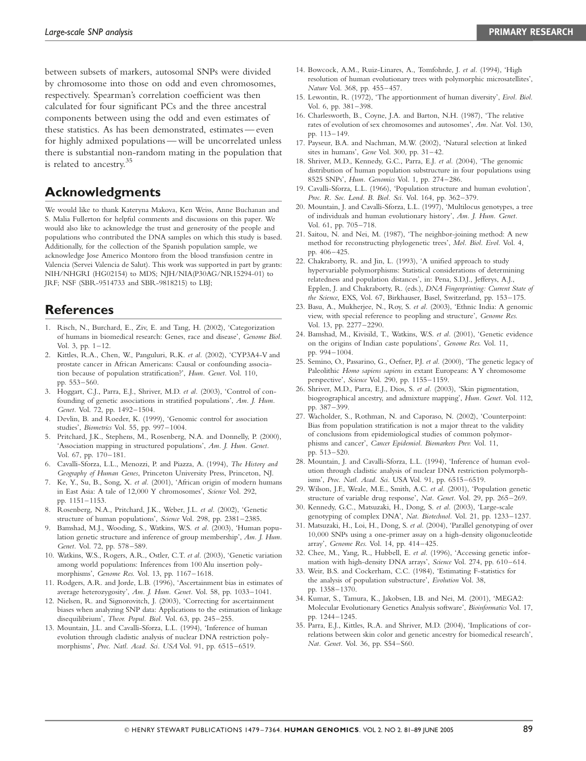between subsets of markers, autosomal SNPs were divided by chromosome into those on odd and even chromosomes, respectively. Spearman's correlation coefficient was then calculated for four significant PCs and the three ancestral components between using the odd and even estimates of these statistics. As has been demonstrated, estimates — even for highly admixed populations — will be uncorrelated unless there is substantial non-random mating in the population that is related to ancestry.[35]

## Acknowledgments

We would like to thank Kateryna Makova, Ken Weiss, Anne Buchanan and S. Malia Fullerton for helpful comments and discussions on this paper. We would also like to acknowledge the trust and generosity of the people and populations who contributed the DNA samples on which this study is based. Additionally, for the collection of the Spanish population sample, we acknowledge Jose Americo Montoro from the blood transfusion centre in Valencia (Servei Valencia de Salut). This work was supported in part by grants: NIH/NHGRI (HG02154) to MDS; NJH/NIA(P30AG/NR15294-01) to JRF; NSF (SBR-9514733 and SBR-9818215) to LBJ;

## References

1. Risch, N., Burchard, E., Ziv, E. and Tang, H. (2002), 'Categorization of humans in biomedical research: Genes, race and disease', *Genome Biol.* Vol. 3, pp. 1–12.
2. Kittles, R.A., Chen, W., Panguluri, R.K. *et al.* (2002), 'CYP3A4-V and prostate cancer in African Americans: Causal or confounding association because of population stratification?', *Hum. Genet.* Vol. 110, pp. 553–560.
3. Hoggart, C.J., Parra, E.J., Shriver, M.D. *et al.* (2003), 'Control of confounding of genetic associations in stratified populations', *Am. J. Hum. Genet.* Vol. 72, pp. 1492–1504.
4. Devlin, B. and Roeder, K. (1999), 'Genomic control for association studies', *Biometrics* Vol. 55, pp. 997–1004.
5. Pritchard, J.K., Stephens, M., Rosenberg, N.A. and Donnelly, P. (2000), 'Association mapping in structured populations', *Am. J. Hum. Genet.* Vol. 67, pp. 170–181.
6. Cavalli-Sforza, L.L., Menozzi, P. and Piazza, A. (1994), *The History and Geography of Human Genes*, Princeton University Press, Princeton, NJ.
7. Ke, Y., Su, B., Song, X. *et al.* (2001), 'African origin of modern humans in East Asia: A tale of 12,000 Y chromosomes', *Science* Vol. 292, pp. 1151–1153.
8. Rosenberg, N.A., Pritchard, J.K., Weber, J.L. *et al.* (2002), 'Genetic structure of human populations', *Science* Vol. 298, pp. 2381–2385.
9. Bamshad, M.J., Wooding, S., Watkins, W.S. *et al.* (2003), 'Human population genetic structure and inference of group membership', *Am. J. Hum. Genet.* Vol. 72, pp. 578–589.
10. Watkins, W.S., Rogers, A.R., Ostler, C.T. *et al.* (2003), 'Genetic variation among world populations: Inferences from 100 Alu insertion polymorphisms', *Genome Res.* Vol. 13, pp. 1167–1618.
11. Rodgers, A.R. and Jorde, L.B. (1996), 'Ascertainment bias in estimates of average heterozygosity', *Am. J. Hum. Genet.* Vol. 58, pp. 1033–1041.
12. Nielsen, R. and Signorovitch, J. (2003), 'Correcting for ascertainment biases when analyzing SNP data: Applications to the estimation of linkage disequilibrium', *Theor. Popul. Biol.* Vol. 63, pp. 245–255.
13. Mountain, J.L. and Cavalli-Sforza, L.L. (1994), 'Inference of human evolution through cladistic analysis of nuclear DNA restriction polymorphisms', *Proc. Natl. Acad. Sci. USA* Vol. 91, pp. 6515–6519.
14. Bowcock, A.M., Ruiz-Linares, A., Tomfohrde, J. *et al.* (1994), 'High resolution of human evolutionary trees with polymorphic microsatellites', *Nature* Vol. 368, pp. 455–457.
15. Lewontin, R. (1972), 'The apportionment of human diversity', *Evol. Biol.* Vol. 6, pp. 381–398.
16. Charlesworth, B., Coyne, J.A. and Barton, N.H. (1987), 'The relative rates of evolution of sex chromosomes and autosomes', *Am. Nat.* Vol. 130, pp. 113–149.
17. Payseur, B.A. and Nachman, M.W. (2002), 'Natural selection at linked sites in humans', *Gene* Vol. 300, pp. 31–42.
18. Shriver, M.D., Kennedy, G.C., Parra, E.J. *et al.* (2004), 'The genomic distribution of human population substructure in four populations using 8525 SNPs', *Hum. Genomics* Vol. 1, pp. 274–286.
19. Cavalli-Sforza, L.L. (1966), 'Population structure and human evolution', *Proc. R. Soc. Lond. B. Biol. Sci.* Vol. 164, pp. 362–379.
20. Mountain, J. and Cavalli-Sforza, L.L. (1997), 'Multilocus genotypes, a tree of individuals and human evolutionary history', *Am. J. Hum. Genet.* Vol. 61, pp. 705–718.
21. Saitou, N. and Nei, M. (1987), 'The neighbor-joining method: A new method for reconstructing phylogenetic trees', *Mol. Biol. Evol.* Vol. 4, pp. 406–425.
22. Chakraborty, R. and Jin, L. (1993), 'A unified approach to study hypervariable polymorphisms: Statistical considerations of determining relatedness and population distances', in: Pena, S.D.J., Jefferys, A.J., Epplen, J. and Chakraborty, R. (eds.), *DNA Fingerprinting: Current State of the Science*, EXS, Vol. 67, Birkhauser, Basel, Switzerland, pp. 153–175.
23. Basu, A., Mukherjee, N., Roy, S. *et al.* (2003), 'Ethnic India: A genomic view, with special reference to peopling and structure', *Genome Res.* Vol. 13, pp. 2277–2290.
24. Bamshad, M., Kivisild, T., Watkins, W.S. *et al.* (2001), 'Genetic evidence on the origins of Indian caste populations', *Genome Res.* Vol. 11, pp. 994–1004.
25. Semino, O., Passarino, G., Oefner, P.J. *et al.* (2000), 'The genetic legacy of Paleolithic *Homo sapiens sapiens* in extant Europeans: A Y chromosome perspective', *Science* Vol. 290, pp. 1155–1159.
26. Shriver, M.D., Parra, E.J., Dios, S. *et al.* (2003), 'Skin pigmentation, biogeographical ancestry, and admixture mapping', *Hum. Genet.* Vol. 112, pp. 387–399.
27. Wacholder, S., Rothman, N. and Caporaso, N. (2002), 'Counterpoint: Bias from population stratification is not a major threat to the validity of conclusions from epidemiological studies of common polymorphisms and cancer', *Cancer Epidemiol. Biomarkers Prev.* Vol. 11, pp. 513–520.
28. Mountain, J. and Cavalli-Sforza, L.L. (1994), 'Inference of human evolution through cladistic analysis of nuclear DNA restriction polymorphisms', *Proc. Natl. Acad. Sci.* USA Vol. 91, pp. 6515–6519.
29. Wilson, J.F., Weale, M.E., Smith, A.C. *et al.* (2001), 'Population genetic structure of variable drug response', *Nat. Genet.* Vol. 29, pp. 265–269.
30. Kennedy, G.C., Matsuzaki, H., Dong, S. *et al.* (2003), 'Large-scale genotyping of complex DNA', *Nat. Biotechnol.* Vol. 21, pp. 1233–1237.
31. Matsuzaki, H., Loi, H., Dong, S. *et al.* (2004), 'Parallel genotyping of over 10,000 SNPs using a one-primer assay on a high-density oligonucleotide array', *Genome Res.* Vol. 14, pp. 414–425.
32. Chee, M., Yang, R., Hubbell, E. *et al.* (1996), 'Accessing genetic information with high-density DNA arrays', *Science* Vol. 274, pp. 610–614.
33. Weir, B.S. and Cockerham, C.C. (1984), 'Estimating F-statistics for the analysis of population substructure', *Evolution* Vol. 38, pp. 1358–1370.
34. Kumar, S., Tamura, K., Jakobsen, I.B. and Nei, M. (2001), 'MEGA2: Molecular Evolutionary Genetics Analysis software', *Bioinformatics* Vol. 17, pp. 1244–1245.
35. Parra, E.J., Kittles, R.A. and Shriver, M.D. (2004), 'Implications of correlations between skin color and genetic ancestry for biomedical research', *Nat. Genet.* Vol. 36, pp. S54–S60.